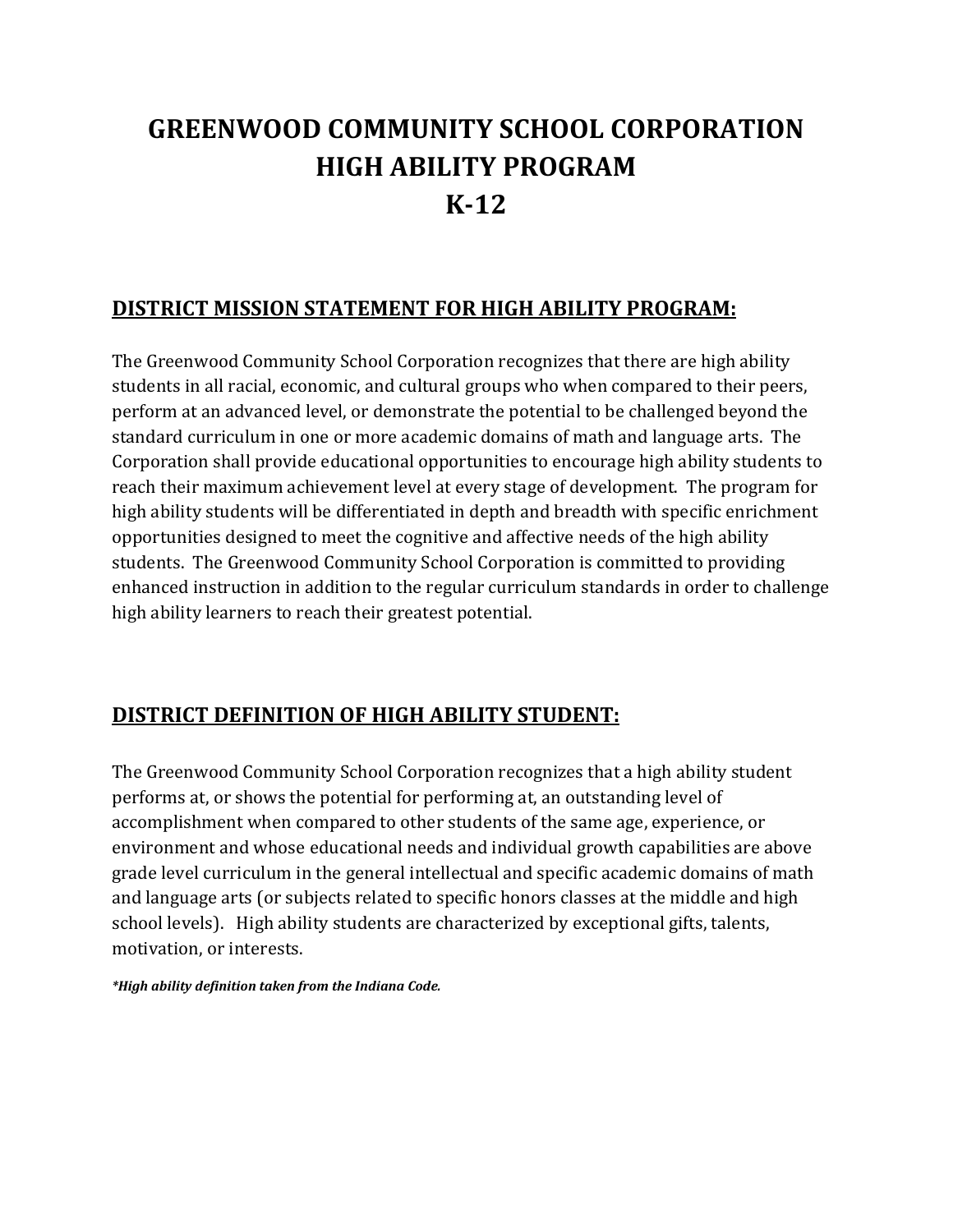# GREENWOOD COMMUNITY SCHOOL CORPORATION
# HIGH ABILITY PROGRAM
# K-12

## DISTRICT MISSION STATEMENT FOR HIGH ABILITY PROGRAM:

The Greenwood Community School Corporation recognizes that there are high ability students in all racial, economic, and cultural groups who when compared to their peers, perform at an advanced level, or demonstrate the potential to be challenged beyond the standard curriculum in one or more academic domains of math and language arts. The Corporation shall provide educational opportunities to encourage high ability students to reach their maximum achievement level at every stage of development. The program for high ability students will be differentiated in depth and breadth with specific enrichment opportunities designed to meet the cognitive and affective needs of the high ability students. The Greenwood Community School Corporation is committed to providing enhanced instruction in addition to the regular curriculum standards in order to challenge high ability learners to reach their greatest potential.

## DISTRICT DEFINITION OF HIGH ABILITY STUDENT:

The Greenwood Community School Corporation recognizes that a high ability student performs at, or shows the potential for performing at, an outstanding level of accomplishment when compared to other students of the same age, experience, or environment and whose educational needs and individual growth capabilities are above grade level curriculum in the general intellectual and specific academic domains of math and language arts (or subjects related to specific honors classes at the middle and high school levels). High ability students are characterized by exceptional gifts, talents, motivation, or interests.

***High ability definition taken from the Indiana Code.***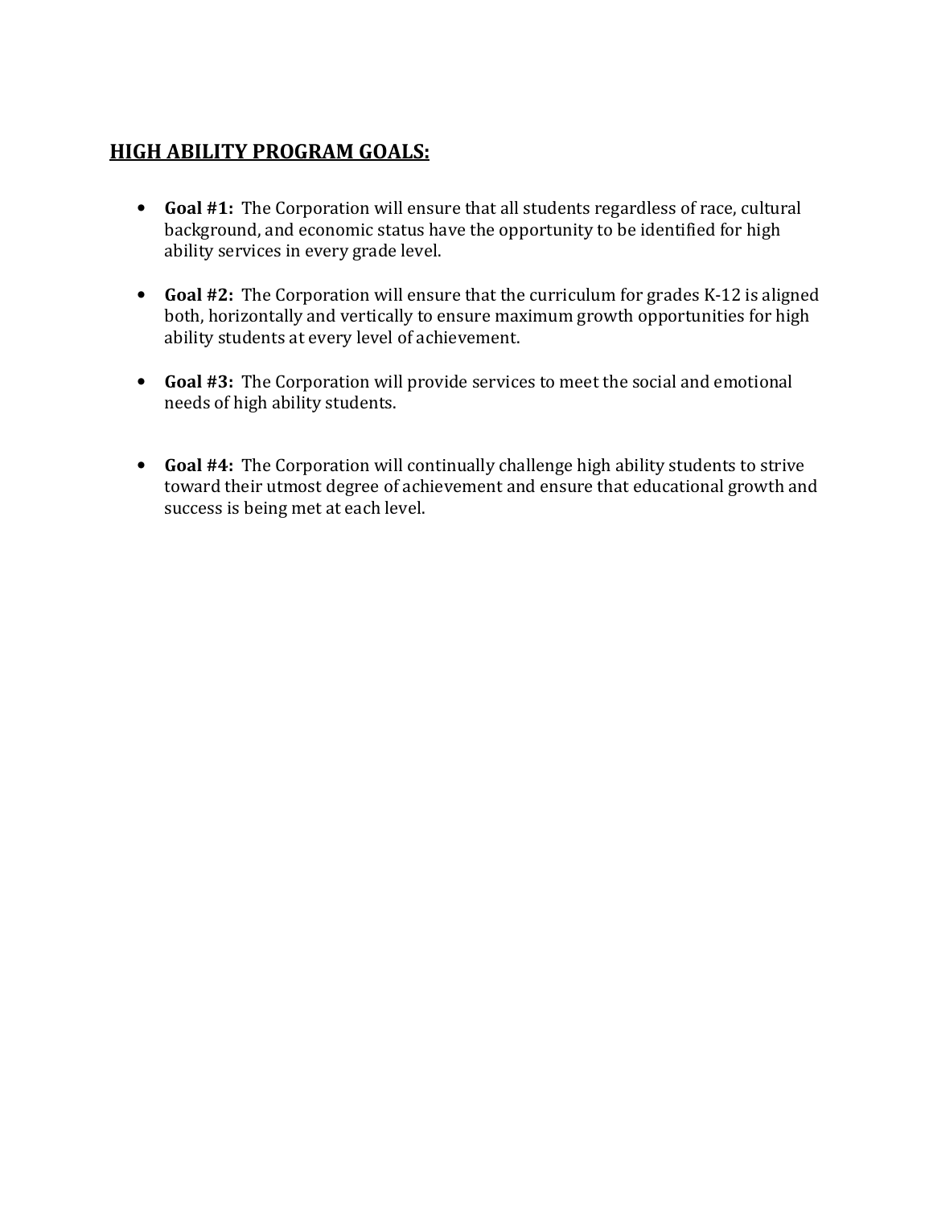## HIGH ABILITY PROGRAM GOALS:

- **Goal #1:** The Corporation will ensure that all students regardless of race, cultural background, and economic status have the opportunity to be identified for high ability services in every grade level.

- **Goal #2:** The Corporation will ensure that the curriculum for grades K-12 is aligned both, horizontally and vertically to ensure maximum growth opportunities for high ability students at every level of achievement.

- **Goal #3:** The Corporation will provide services to meet the social and emotional needs of high ability students.

- **Goal #4:** The Corporation will continually challenge high ability students to strive toward their utmost degree of achievement and ensure that educational growth and success is being met at each level.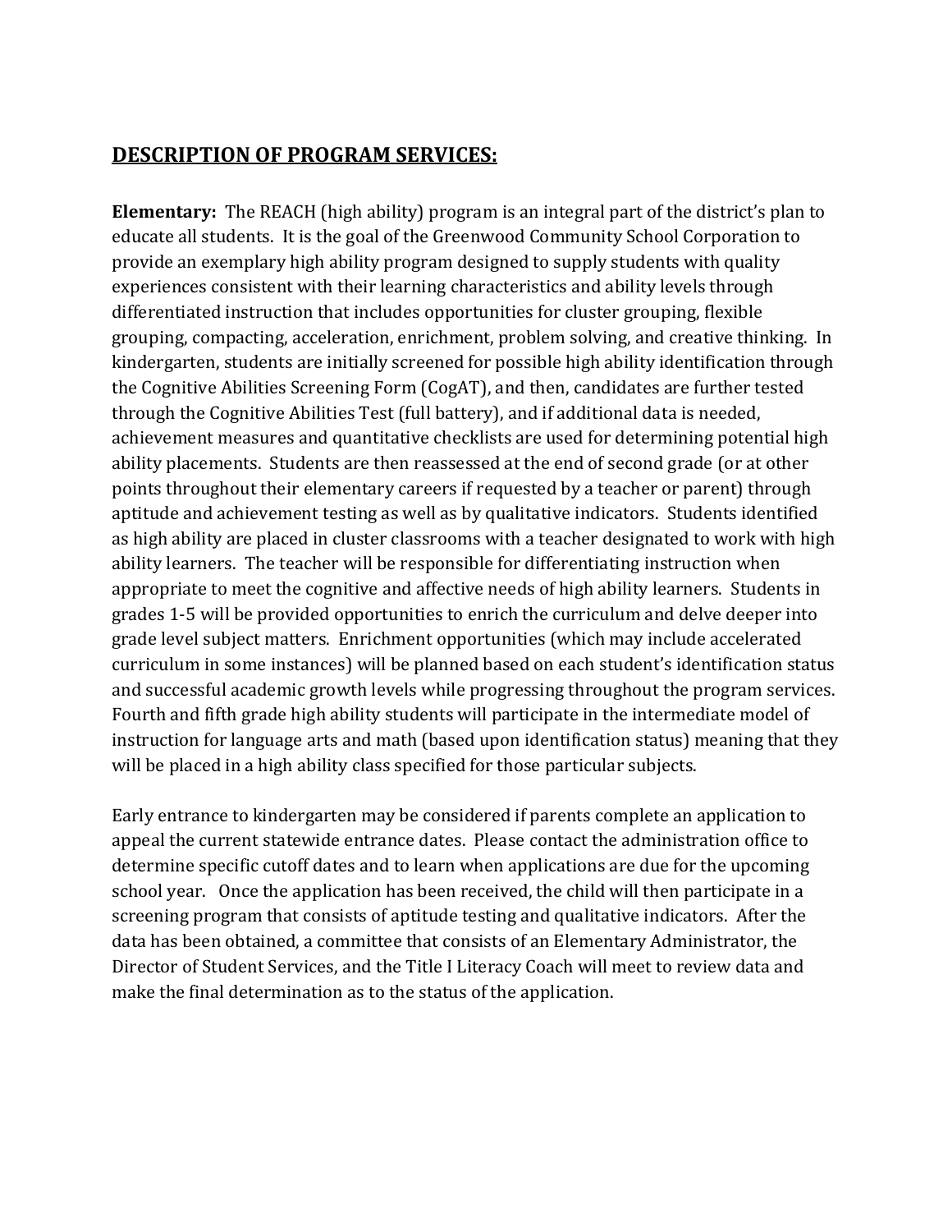## DESCRIPTION OF PROGRAM SERVICES:

**Elementary:** The REACH (high ability) program is an integral part of the district's plan to educate all students. It is the goal of the Greenwood Community School Corporation to provide an exemplary high ability program designed to supply students with quality experiences consistent with their learning characteristics and ability levels through differentiated instruction that includes opportunities for cluster grouping, flexible grouping, compacting, acceleration, enrichment, problem solving, and creative thinking. In kindergarten, students are initially screened for possible high ability identification through the Cognitive Abilities Screening Form (CogAT), and then, candidates are further tested through the Cognitive Abilities Test (full battery), and if additional data is needed, achievement measures and quantitative checklists are used for determining potential high ability placements. Students are then reassessed at the end of second grade (or at other points throughout their elementary careers if requested by a teacher or parent) through aptitude and achievement testing as well as by qualitative indicators. Students identified as high ability are placed in cluster classrooms with a teacher designated to work with high ability learners. The teacher will be responsible for differentiating instruction when appropriate to meet the cognitive and affective needs of high ability learners. Students in grades 1-5 will be provided opportunities to enrich the curriculum and delve deeper into grade level subject matters. Enrichment opportunities (which may include accelerated curriculum in some instances) will be planned based on each student's identification status and successful academic growth levels while progressing throughout the program services. Fourth and fifth grade high ability students will participate in the intermediate model of instruction for language arts and math (based upon identification status) meaning that they will be placed in a high ability class specified for those particular subjects.

Early entrance to kindergarten may be considered if parents complete an application to appeal the current statewide entrance dates. Please contact the administration office to determine specific cutoff dates and to learn when applications are due for the upcoming school year. Once the application has been received, the child will then participate in a screening program that consists of aptitude testing and qualitative indicators. After the data has been obtained, a committee that consists of an Elementary Administrator, the Director of Student Services, and the Title I Literacy Coach will meet to review data and make the final determination as to the status of the application.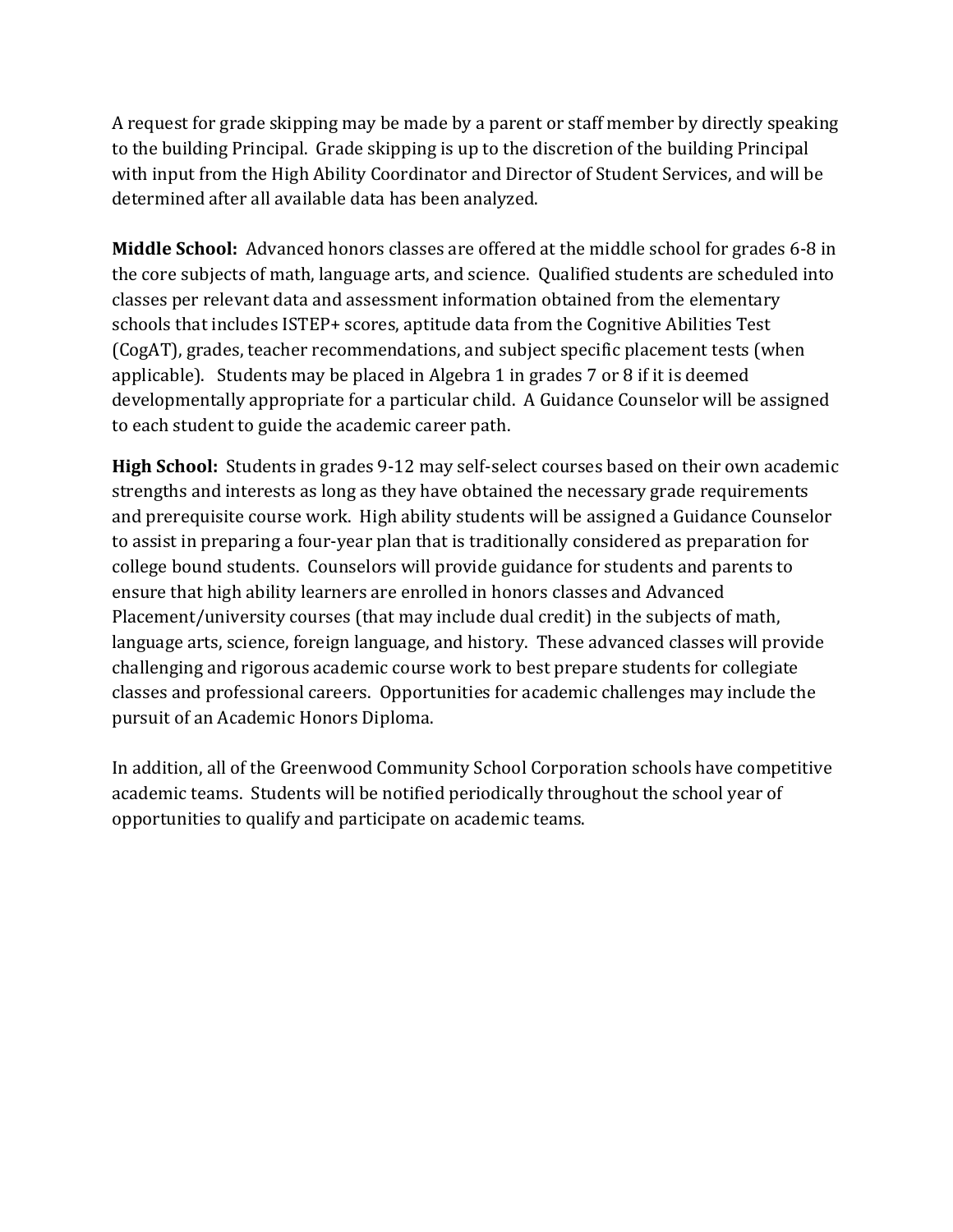A request for grade skipping may be made by a parent or staff member by directly speaking to the building Principal. Grade skipping is up to the discretion of the building Principal with input from the High Ability Coordinator and Director of Student Services, and will be determined after all available data has been analyzed.

**Middle School:** Advanced honors classes are offered at the middle school for grades 6-8 in the core subjects of math, language arts, and science. Qualified students are scheduled into classes per relevant data and assessment information obtained from the elementary schools that includes ISTEP+ scores, aptitude data from the Cognitive Abilities Test (CogAT), grades, teacher recommendations, and subject specific placement tests (when applicable). Students may be placed in Algebra 1 in grades 7 or 8 if it is deemed developmentally appropriate for a particular child. A Guidance Counselor will be assigned to each student to guide the academic career path.

**High School:** Students in grades 9-12 may self-select courses based on their own academic strengths and interests as long as they have obtained the necessary grade requirements and prerequisite course work. High ability students will be assigned a Guidance Counselor to assist in preparing a four-year plan that is traditionally considered as preparation for college bound students. Counselors will provide guidance for students and parents to ensure that high ability learners are enrolled in honors classes and Advanced Placement/university courses (that may include dual credit) in the subjects of math, language arts, science, foreign language, and history. These advanced classes will provide challenging and rigorous academic course work to best prepare students for collegiate classes and professional careers. Opportunities for academic challenges may include the pursuit of an Academic Honors Diploma.

In addition, all of the Greenwood Community School Corporation schools have competitive academic teams. Students will be notified periodically throughout the school year of opportunities to qualify and participate on academic teams.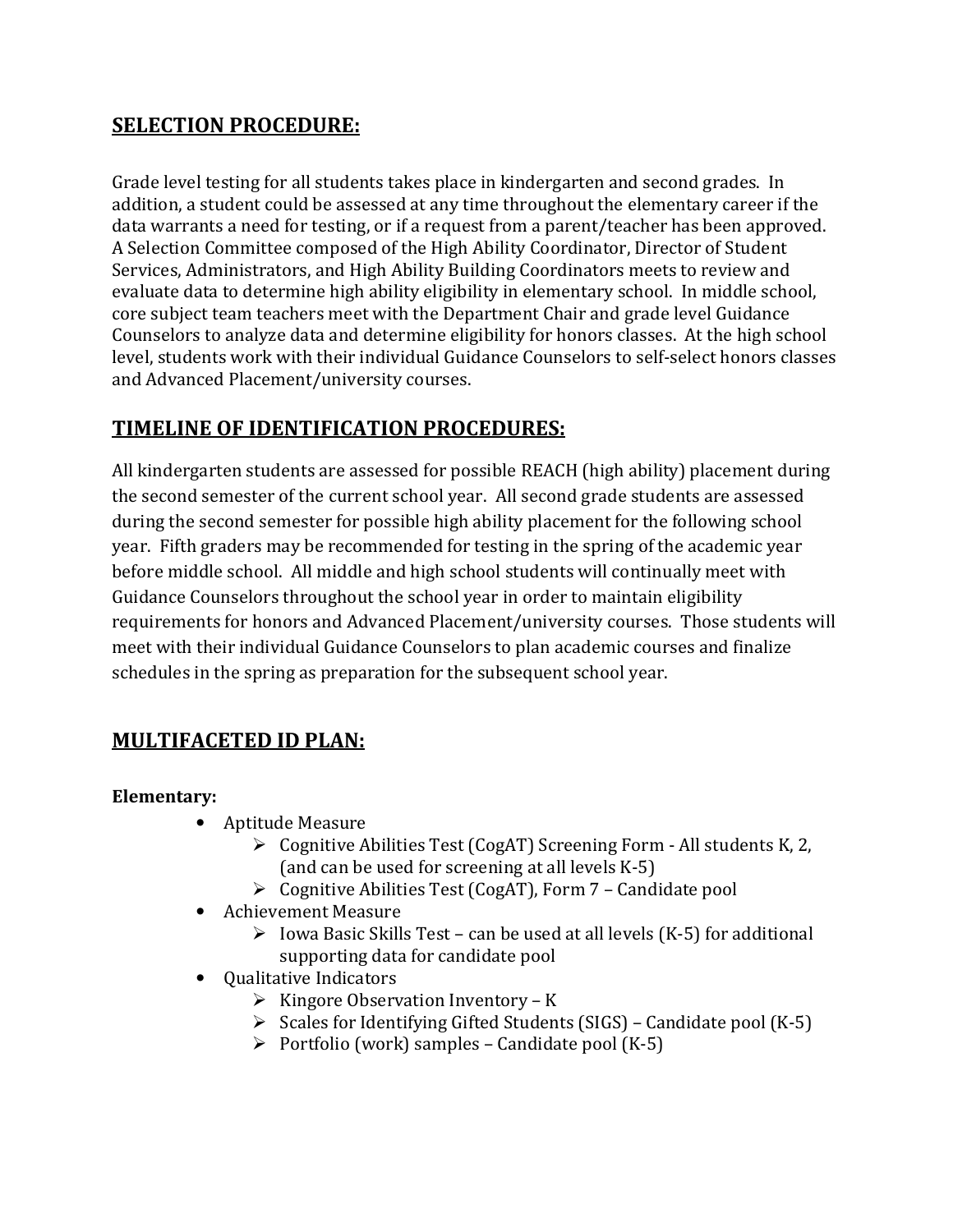## SELECTION PROCEDURE:

Grade level testing for all students takes place in kindergarten and second grades. In addition, a student could be assessed at any time throughout the elementary career if the data warrants a need for testing, or if a request from a parent/teacher has been approved. A Selection Committee composed of the High Ability Coordinator, Director of Student Services, Administrators, and High Ability Building Coordinators meets to review and evaluate data to determine high ability eligibility in elementary school. In middle school, core subject team teachers meet with the Department Chair and grade level Guidance Counselors to analyze data and determine eligibility for honors classes. At the high school level, students work with their individual Guidance Counselors to self-select honors classes and Advanced Placement/university courses.

## TIMELINE OF IDENTIFICATION PROCEDURES:

All kindergarten students are assessed for possible REACH (high ability) placement during the second semester of the current school year. All second grade students are assessed during the second semester for possible high ability placement for the following school year. Fifth graders may be recommended for testing in the spring of the academic year before middle school. All middle and high school students will continually meet with Guidance Counselors throughout the school year in order to maintain eligibility requirements for honors and Advanced Placement/university courses. Those students will meet with their individual Guidance Counselors to plan academic courses and finalize schedules in the spring as preparation for the subsequent school year.

## MULTIFACETED ID PLAN:

**Elementary:**

- Aptitude Measure
  - Cognitive Abilities Test (CogAT) Screening Form - All students K, 2, (and can be used for screening at all levels K-5)
  - Cognitive Abilities Test (CogAT), Form 7 – Candidate pool
- Achievement Measure
  - Iowa Basic Skills Test – can be used at all levels (K-5) for additional supporting data for candidate pool
- Qualitative Indicators
  - Kingore Observation Inventory – K
  - Scales for Identifying Gifted Students (SIGS) – Candidate pool (K-5)
  - Portfolio (work) samples – Candidate pool (K-5)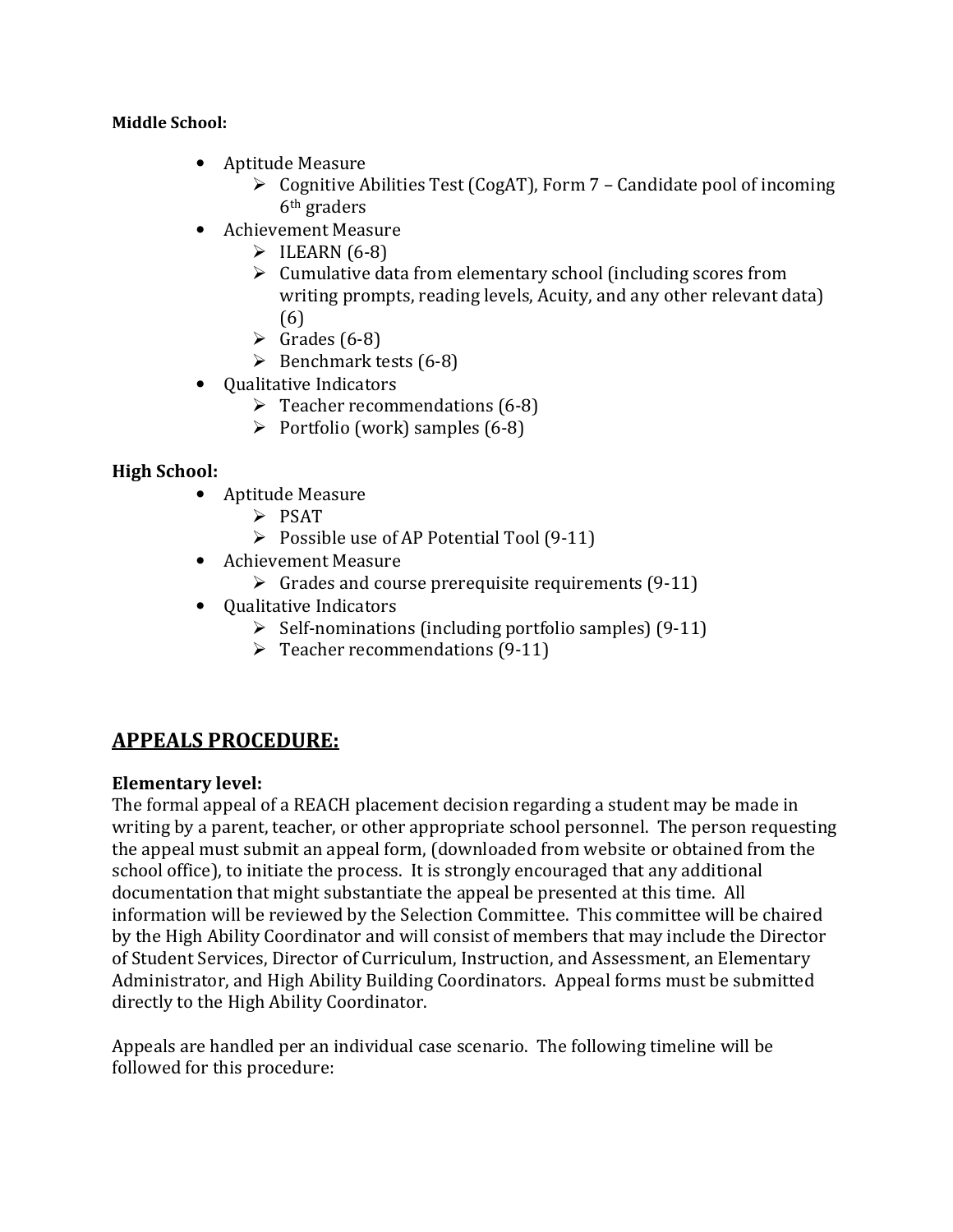**Middle School:**

- Aptitude Measure
  - Cognitive Abilities Test (CogAT), Form 7 – Candidate pool of incoming 6th graders
- Achievement Measure
  - ILEARN (6-8)
  - Cumulative data from elementary school (including scores from writing prompts, reading levels, Acuity, and any other relevant data) (6)
  - Grades (6-8)
  - Benchmark tests (6-8)
- Qualitative Indicators
  - Teacher recommendations (6-8)
  - Portfolio (work) samples (6-8)

**High School:**

- Aptitude Measure
  - PSAT
  - Possible use of AP Potential Tool (9-11)
- Achievement Measure
  - Grades and course prerequisite requirements (9-11)
- Qualitative Indicators
  - Self-nominations (including portfolio samples) (9-11)
  - Teacher recommendations (9-11)

## APPEALS PROCEDURE:

**Elementary level:**

The formal appeal of a REACH placement decision regarding a student may be made in writing by a parent, teacher, or other appropriate school personnel. The person requesting the appeal must submit an appeal form, (downloaded from website or obtained from the school office), to initiate the process. It is strongly encouraged that any additional documentation that might substantiate the appeal be presented at this time. All information will be reviewed by the Selection Committee. This committee will be chaired by the High Ability Coordinator and will consist of members that may include the Director of Student Services, Director of Curriculum, Instruction, and Assessment, an Elementary Administrator, and High Ability Building Coordinators. Appeal forms must be submitted directly to the High Ability Coordinator.

Appeals are handled per an individual case scenario. The following timeline will be followed for this procedure: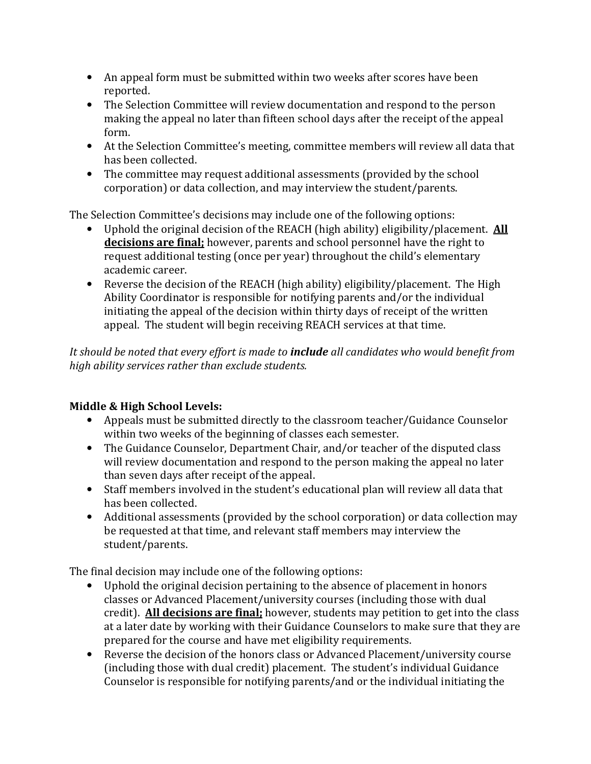- An appeal form must be submitted within two weeks after scores have been reported.
- The Selection Committee will review documentation and respond to the person making the appeal no later than fifteen school days after the receipt of the appeal form.
- At the Selection Committee's meeting, committee members will review all data that has been collected.
- The committee may request additional assessments (provided by the school corporation) or data collection, and may interview the student/parents.

The Selection Committee's decisions may include one of the following options:

- Uphold the original decision of the REACH (high ability) eligibility/placement. **<u>All decisions are final;</u>** however, parents and school personnel have the right to request additional testing (once per year) throughout the child's elementary academic career.
- Reverse the decision of the REACH (high ability) eligibility/placement. The High Ability Coordinator is responsible for notifying parents and/or the individual initiating the appeal of the decision within thirty days of receipt of the written appeal. The student will begin receiving REACH services at that time.

*It should be noted that every effort is made to **include** all candidates who would benefit from high ability services rather than exclude students.*

**Middle & High School Levels:**

- Appeals must be submitted directly to the classroom teacher/Guidance Counselor within two weeks of the beginning of classes each semester.
- The Guidance Counselor, Department Chair, and/or teacher of the disputed class will review documentation and respond to the person making the appeal no later than seven days after receipt of the appeal.
- Staff members involved in the student's educational plan will review all data that has been collected.
- Additional assessments (provided by the school corporation) or data collection may be requested at that time, and relevant staff members may interview the student/parents.

The final decision may include one of the following options:

- Uphold the original decision pertaining to the absence of placement in honors classes or Advanced Placement/university courses (including those with dual credit). **<u>All decisions are final;</u>** however, students may petition to get into the class at a later date by working with their Guidance Counselors to make sure that they are prepared for the course and have met eligibility requirements.
- Reverse the decision of the honors class or Advanced Placement/university course (including those with dual credit) placement. The student's individual Guidance Counselor is responsible for notifying parents/and or the individual initiating the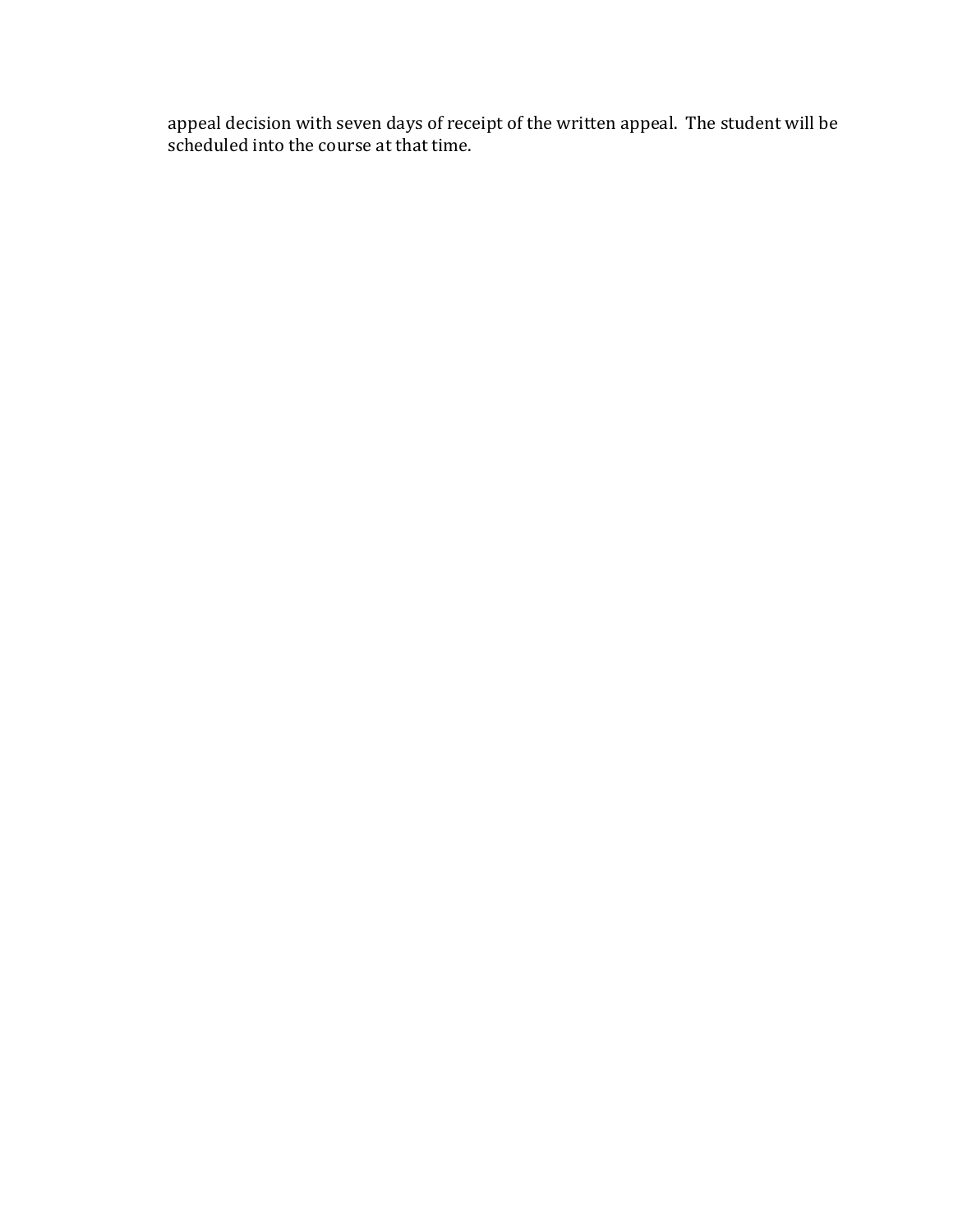appeal decision with seven days of receipt of the written appeal. The student will be scheduled into the course at that time.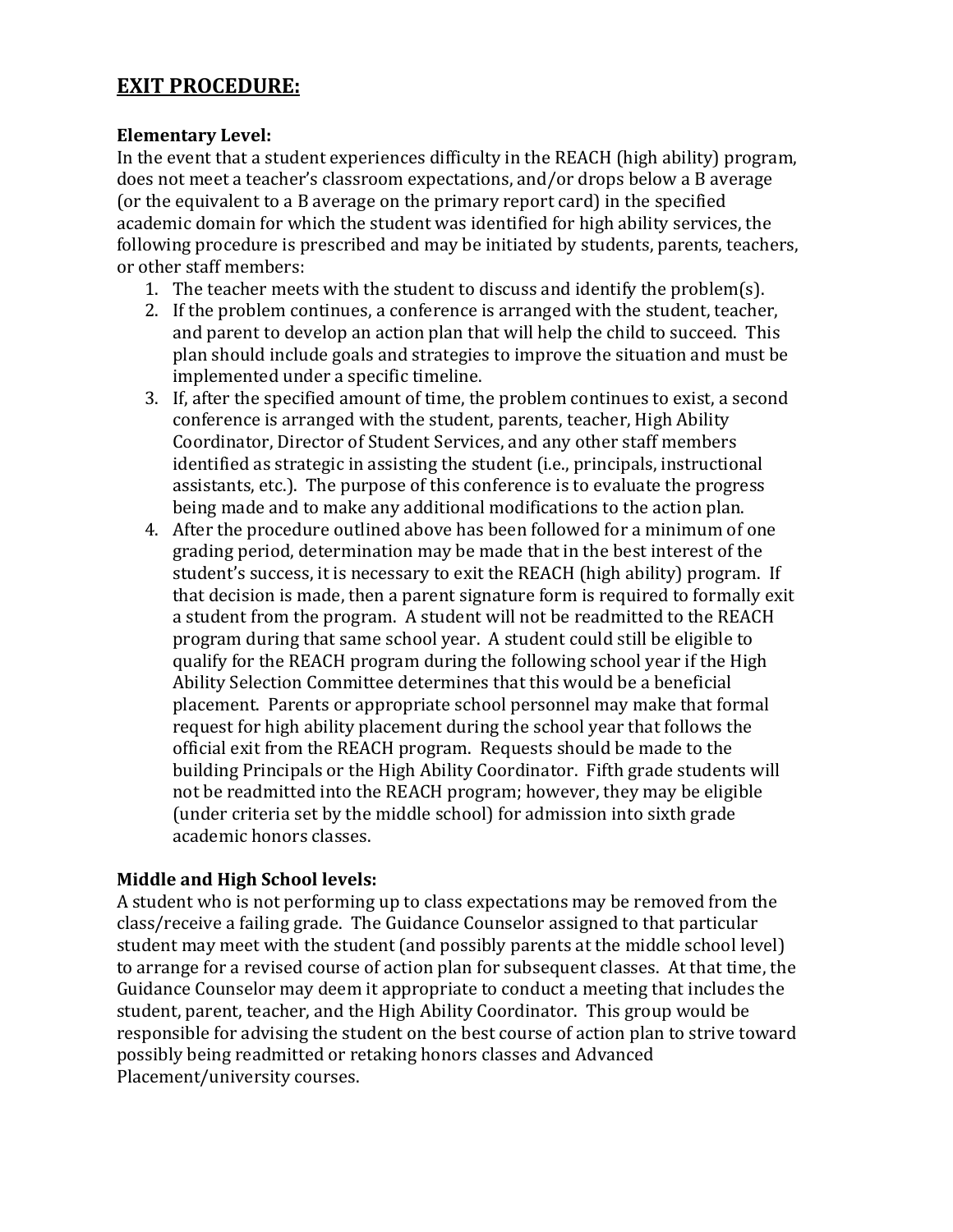## EXIT PROCEDURE:

**Elementary Level:**

In the event that a student experiences difficulty in the REACH (high ability) program, does not meet a teacher's classroom expectations, and/or drops below a B average (or the equivalent to a B average on the primary report card) in the specified academic domain for which the student was identified for high ability services, the following procedure is prescribed and may be initiated by students, parents, teachers, or other staff members:

1. The teacher meets with the student to discuss and identify the problem(s).
2. If the problem continues, a conference is arranged with the student, teacher, and parent to develop an action plan that will help the child to succeed. This plan should include goals and strategies to improve the situation and must be implemented under a specific timeline.
3. If, after the specified amount of time, the problem continues to exist, a second conference is arranged with the student, parents, teacher, High Ability Coordinator, Director of Student Services, and any other staff members identified as strategic in assisting the student (i.e., principals, instructional assistants, etc.). The purpose of this conference is to evaluate the progress being made and to make any additional modifications to the action plan.
4. After the procedure outlined above has been followed for a minimum of one grading period, determination may be made that in the best interest of the student's success, it is necessary to exit the REACH (high ability) program. If that decision is made, then a parent signature form is required to formally exit a student from the program. A student will not be readmitted to the REACH program during that same school year. A student could still be eligible to qualify for the REACH program during the following school year if the High Ability Selection Committee determines that this would be a beneficial placement. Parents or appropriate school personnel may make that formal request for high ability placement during the school year that follows the official exit from the REACH program. Requests should be made to the building Principals or the High Ability Coordinator. Fifth grade students will not be readmitted into the REACH program; however, they may be eligible (under criteria set by the middle school) for admission into sixth grade academic honors classes.

**Middle and High School levels:**

A student who is not performing up to class expectations may be removed from the class/receive a failing grade. The Guidance Counselor assigned to that particular student may meet with the student (and possibly parents at the middle school level) to arrange for a revised course of action plan for subsequent classes. At that time, the Guidance Counselor may deem it appropriate to conduct a meeting that includes the student, parent, teacher, and the High Ability Coordinator. This group would be responsible for advising the student on the best course of action plan to strive toward possibly being readmitted or retaking honors classes and Advanced Placement/university courses.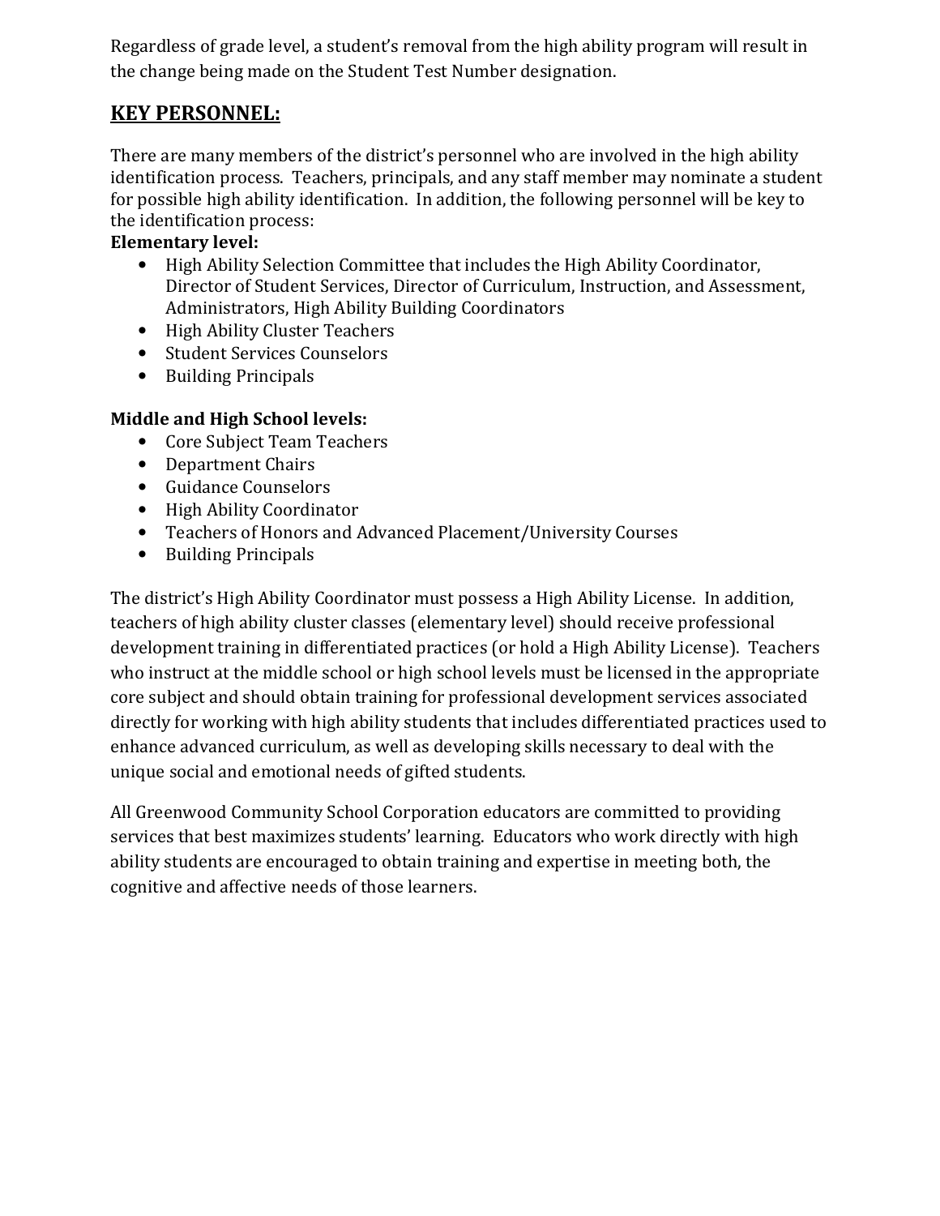Regardless of grade level, a student's removal from the high ability program will result in the change being made on the Student Test Number designation.

## KEY PERSONNEL:

There are many members of the district's personnel who are involved in the high ability identification process. Teachers, principals, and any staff member may nominate a student for possible high ability identification. In addition, the following personnel will be key to the identification process:

**Elementary level:**

- High Ability Selection Committee that includes the High Ability Coordinator, Director of Student Services, Director of Curriculum, Instruction, and Assessment, Administrators, High Ability Building Coordinators
- High Ability Cluster Teachers
- Student Services Counselors
- Building Principals

**Middle and High School levels:**

- Core Subject Team Teachers
- Department Chairs
- Guidance Counselors
- High Ability Coordinator
- Teachers of Honors and Advanced Placement/University Courses
- Building Principals

The district's High Ability Coordinator must possess a High Ability License. In addition, teachers of high ability cluster classes (elementary level) should receive professional development training in differentiated practices (or hold a High Ability License). Teachers who instruct at the middle school or high school levels must be licensed in the appropriate core subject and should obtain training for professional development services associated directly for working with high ability students that includes differentiated practices used to enhance advanced curriculum, as well as developing skills necessary to deal with the unique social and emotional needs of gifted students.

All Greenwood Community School Corporation educators are committed to providing services that best maximizes students' learning. Educators who work directly with high ability students are encouraged to obtain training and expertise in meeting both, the cognitive and affective needs of those learners.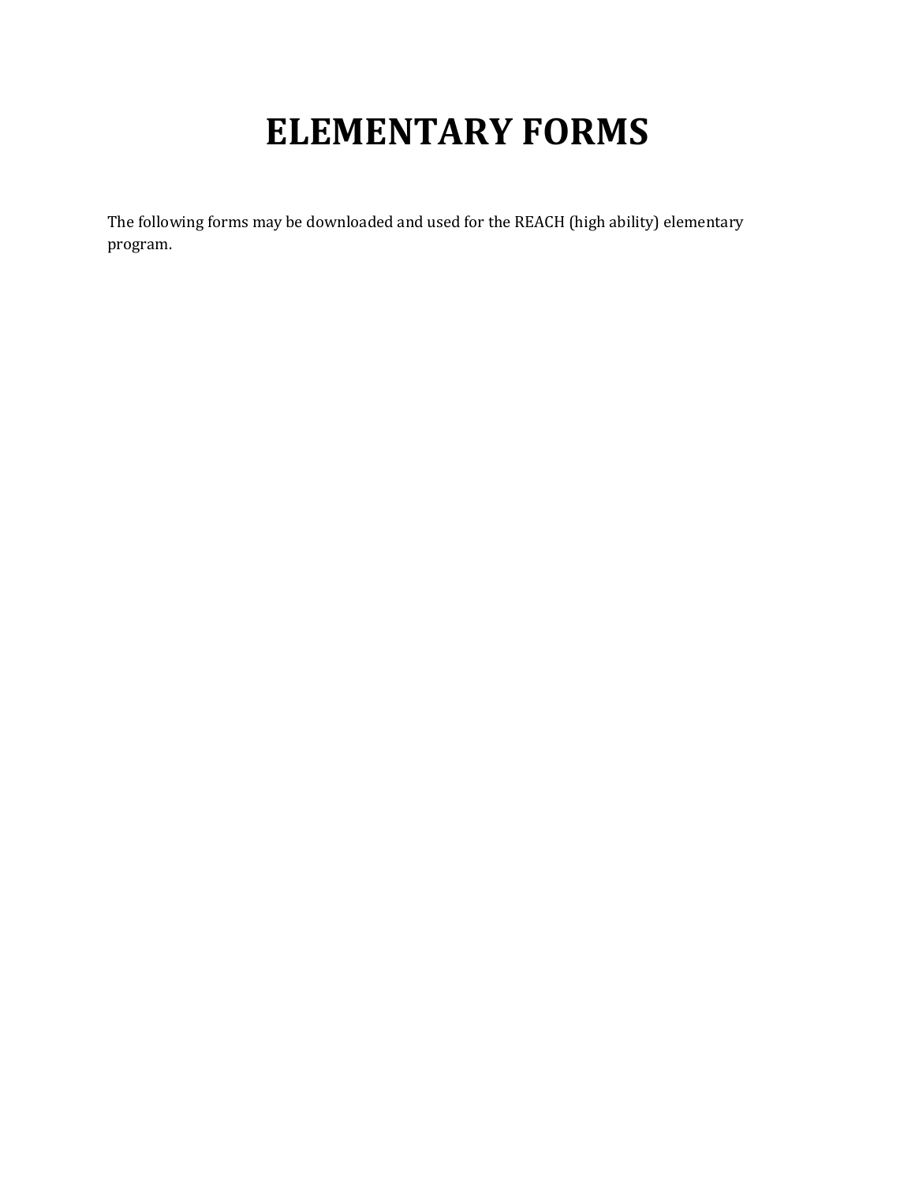# ELEMENTARY FORMS

The following forms may be downloaded and used for the REACH (high ability) elementary program.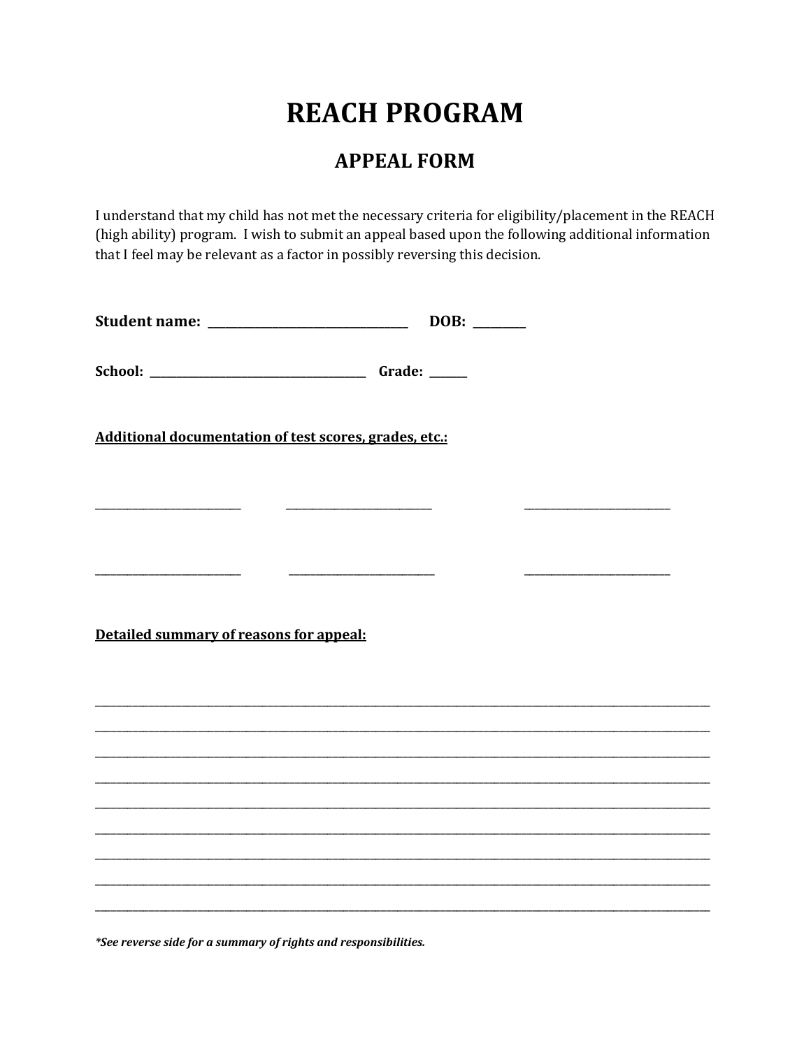# REACH PROGRAM

## APPEAL FORM

I understand that my child has not met the necessary criteria for eligibility/placement in the REACH (high ability) program. I wish to submit an appeal based upon the following additional information that I feel may be relevant as a factor in possibly reversing this decision.

**Student name: ___________________________________ DOB: _________**

**School: ______________________________________ Grade: _______**

**<u>Additional documentation of test scores, grades, etc.:</u>**

____________________________ ____________________________ ____________________________

____________________________ ____________________________ ____________________________

**<u>Detailed summary of reasons for appeal:</u>**

______________________________________________________________________________________________________________________

______________________________________________________________________________________________________________________

______________________________________________________________________________________________________________________

______________________________________________________________________________________________________________________

______________________________________________________________________________________________________________________

______________________________________________________________________________________________________________________

______________________________________________________________________________________________________________________

______________________________________________________________________________________________________________________

______________________________________________________________________________________________________________________

***See reverse side for a summary of rights and responsibilities.***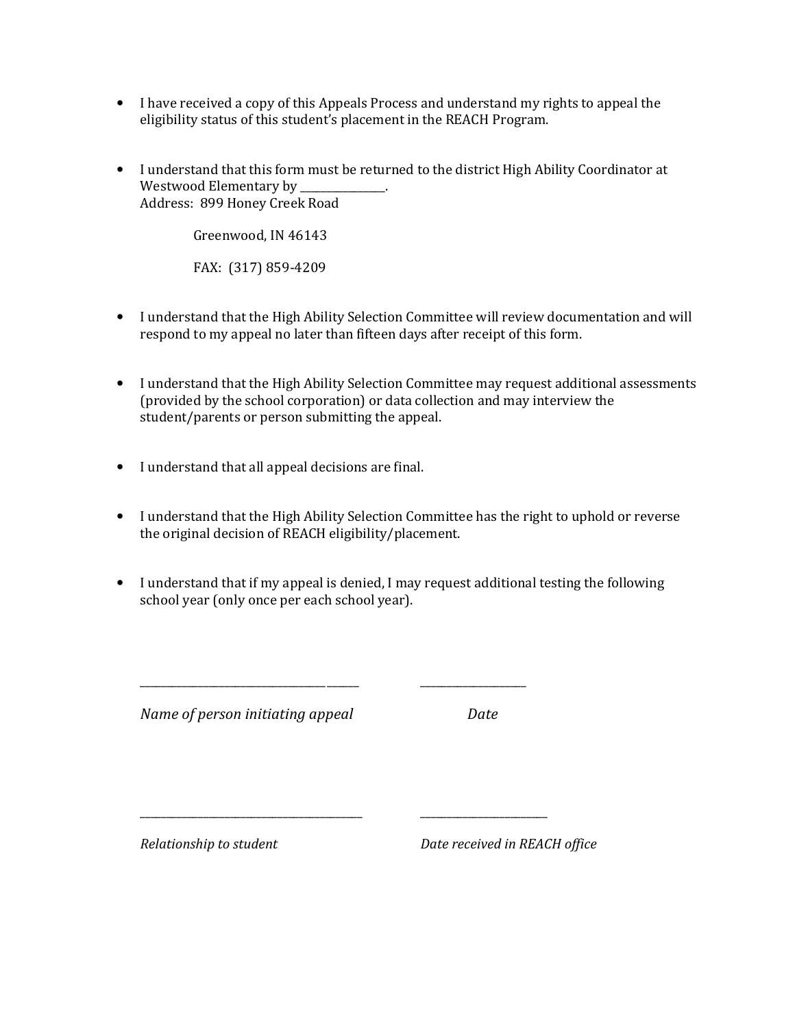- I have received a copy of this Appeals Process and understand my rights to appeal the eligibility status of this student's placement in the REACH Program.

- I understand that this form must be returned to the district High Ability Coordinator at Westwood Elementary by ________________.
  Address: 899 Honey Creek Road

  Greenwood, IN 46143

  FAX: (317) 859-4209

- I understand that the High Ability Selection Committee will review documentation and will respond to my appeal no later than fifteen days after receipt of this form.

- I understand that the High Ability Selection Committee may request additional assessments (provided by the school corporation) or data collection and may interview the student/parents or person submitting the appeal.

- I understand that all appeal decisions are final.

- I understand that the High Ability Selection Committee has the right to uphold or reverse the original decision of REACH eligibility/placement.

- I understand that if my appeal is denied, I may request additional testing the following school year (only once per each school year).

_____________________________________________ ____________________

*Name of person initiating appeal* *Date*

_____________________________________________ ________________________

*Relationship to student* *Date received in REACH office*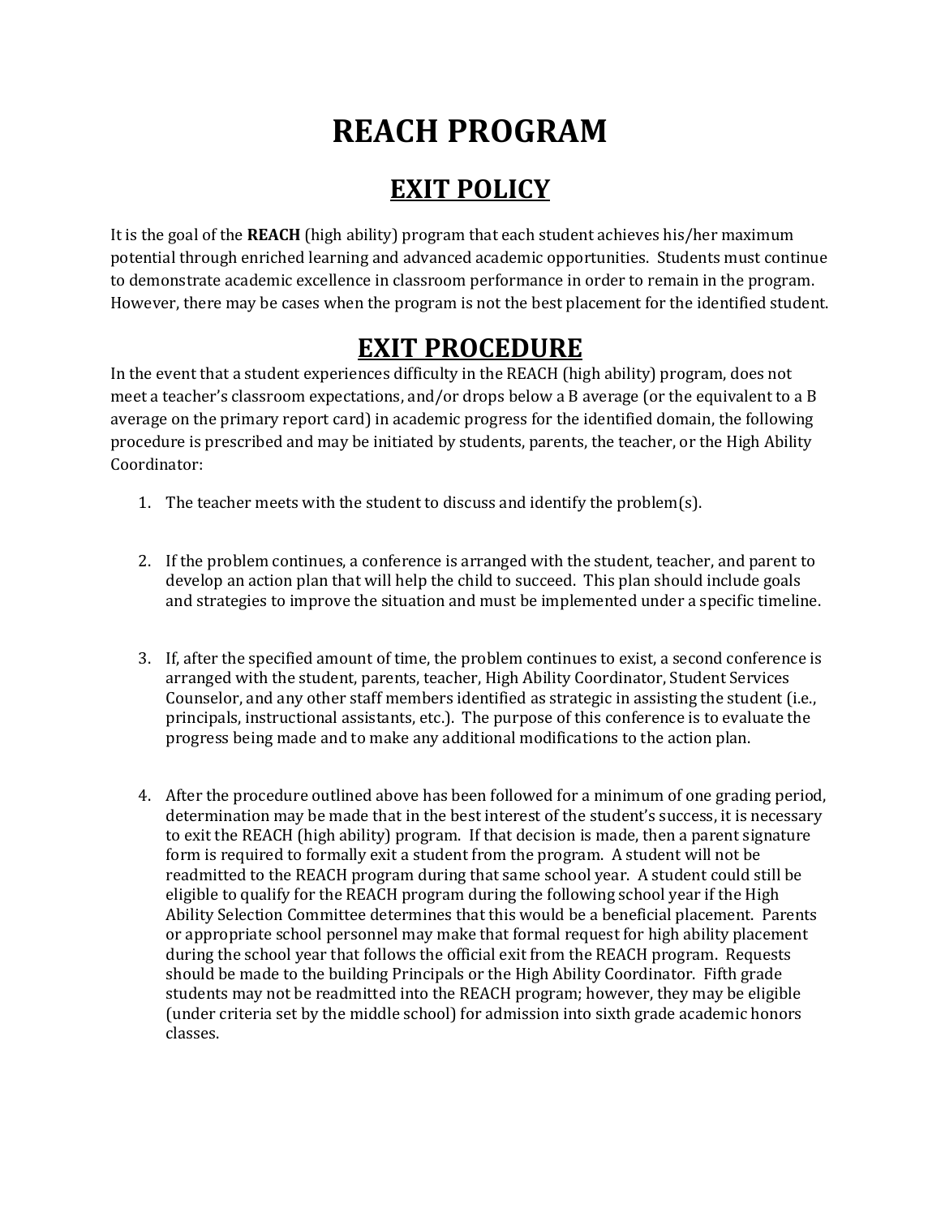# REACH PROGRAM

## EXIT POLICY

It is the goal of the **REACH** (high ability) program that each student achieves his/her maximum potential through enriched learning and advanced academic opportunities. Students must continue to demonstrate academic excellence in classroom performance in order to remain in the program. However, there may be cases when the program is not the best placement for the identified student.

## EXIT PROCEDURE

In the event that a student experiences difficulty in the REACH (high ability) program, does not meet a teacher's classroom expectations, and/or drops below a B average (or the equivalent to a B average on the primary report card) in academic progress for the identified domain, the following procedure is prescribed and may be initiated by students, parents, the teacher, or the High Ability Coordinator:

1. The teacher meets with the student to discuss and identify the problem(s).

2. If the problem continues, a conference is arranged with the student, teacher, and parent to develop an action plan that will help the child to succeed. This plan should include goals and strategies to improve the situation and must be implemented under a specific timeline.

3. If, after the specified amount of time, the problem continues to exist, a second conference is arranged with the student, parents, teacher, High Ability Coordinator, Student Services Counselor, and any other staff members identified as strategic in assisting the student (i.e., principals, instructional assistants, etc.). The purpose of this conference is to evaluate the progress being made and to make any additional modifications to the action plan.

4. After the procedure outlined above has been followed for a minimum of one grading period, determination may be made that in the best interest of the student's success, it is necessary to exit the REACH (high ability) program. If that decision is made, then a parent signature form is required to formally exit a student from the program. A student will not be readmitted to the REACH program during that same school year. A student could still be eligible to qualify for the REACH program during the following school year if the High Ability Selection Committee determines that this would be a beneficial placement. Parents or appropriate school personnel may make that formal request for high ability placement during the school year that follows the official exit from the REACH program. Requests should be made to the building Principals or the High Ability Coordinator. Fifth grade students may not be readmitted into the REACH program; however, they may be eligible (under criteria set by the middle school) for admission into sixth grade academic honors classes.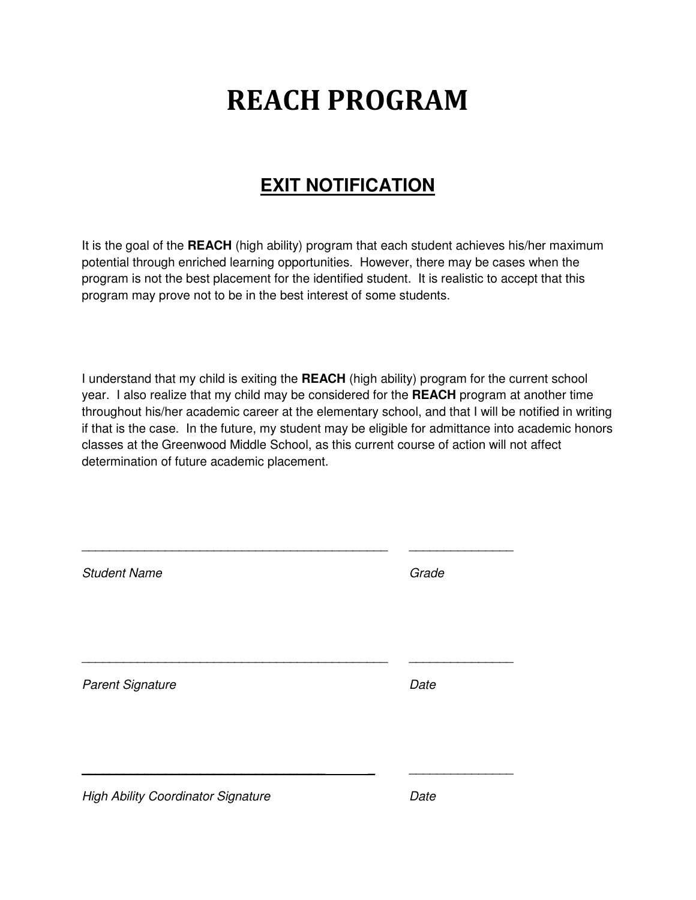# REACH PROGRAM

## EXIT NOTIFICATION

It is the goal of the **REACH** (high ability) program that each student achieves his/her maximum potential through enriched learning opportunities. However, there may be cases when the program is not the best placement for the identified student. It is realistic to accept that this program may prove not to be in the best interest of some students.

I understand that my child is exiting the **REACH** (high ability) program for the current school year. I also realize that my child may be considered for the **REACH** program at another time throughout his/her academic career at the elementary school, and that I will be notified in writing if that is the case. In the future, my student may be eligible for admittance into academic honors classes at the Greenwood Middle School, as this current course of action will not affect determination of future academic placement.

_____________________________________________ ______________

*Student Name* *Grade*

_____________________________________________ ______________

*Parent Signature* *Date*

_____________________________________________ ______________

*High Ability Coordinator Signature* *Date*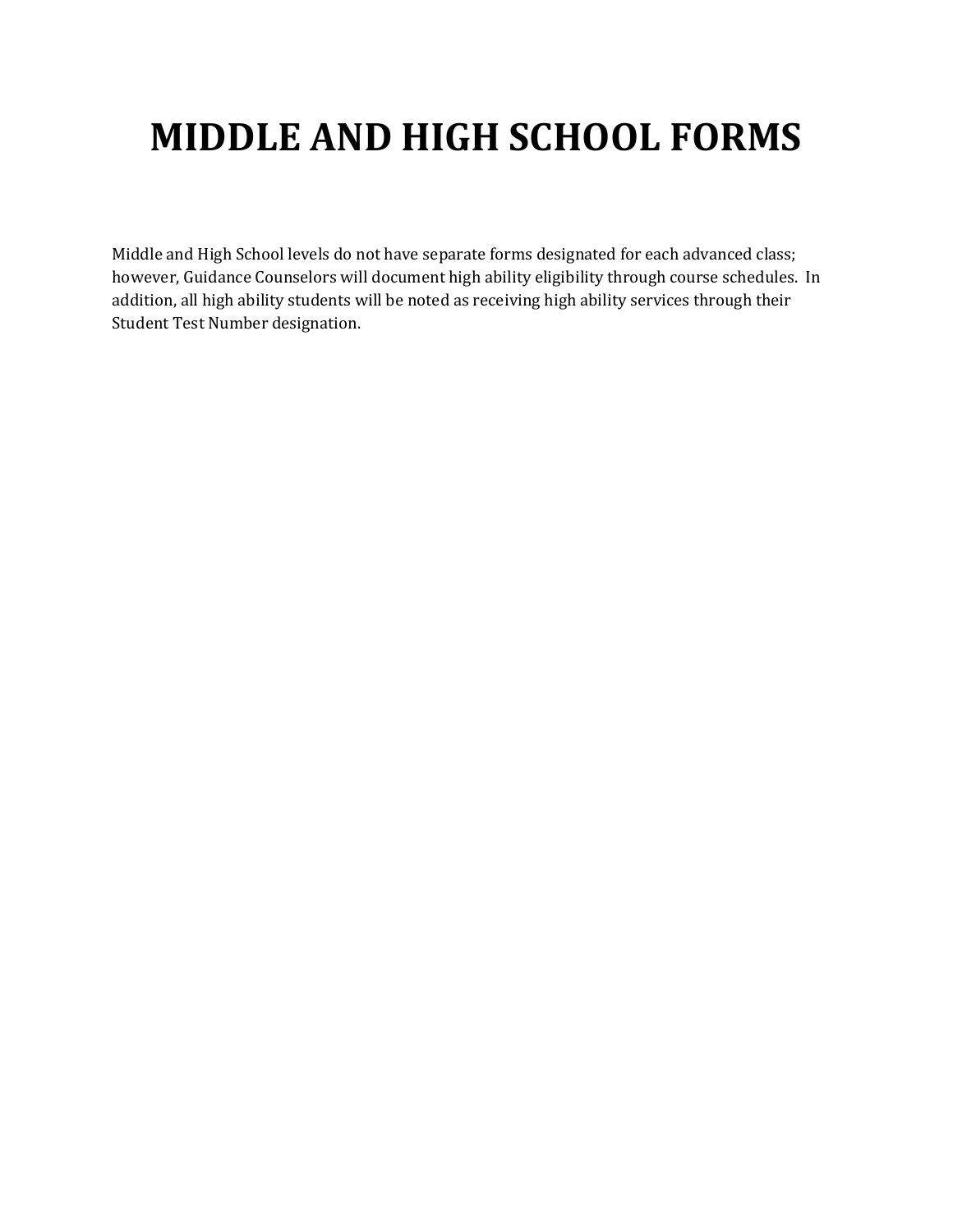# MIDDLE AND HIGH SCHOOL FORMS

Middle and High School levels do not have separate forms designated for each advanced class; however, Guidance Counselors will document high ability eligibility through course schedules. In addition, all high ability students will be noted as receiving high ability services through their Student Test Number designation.